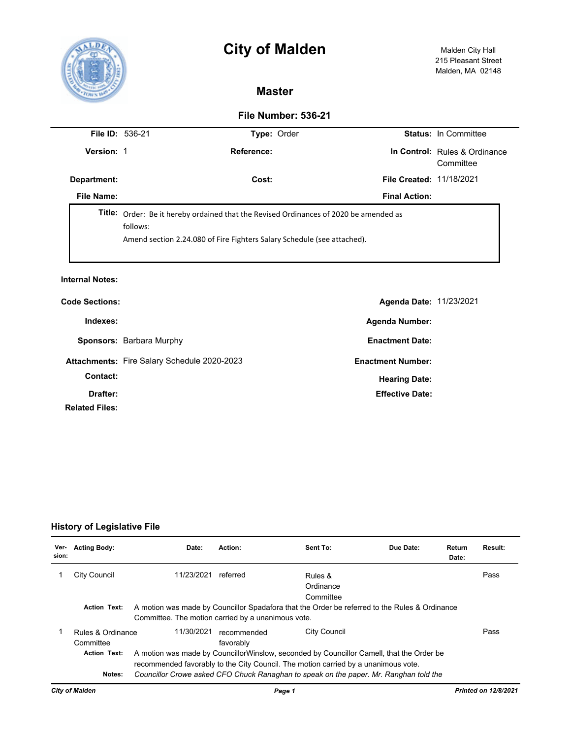# City of Malden

Malden City Hall
215 Pleasant Street
Malden, MA 02148

## Master

### File Number: 536-21

| | | | | | |
|---|---|---|---|---|---|
| **File ID:** | 536-21 | **Type:** | Order | **Status:** | In Committee |
| **Version:** | 1 | **Reference:** | | **In Control:** | Rules & Ordinance Committee |
| **Department:** | | **Cost:** | | **File Created:** | 11/18/2021 |
| **File Name:** | | | | **Final Action:** | |

**Title:** Order: Be it hereby ordained that the Revised Ordinances of 2020 be amended as follows:
Amend section 2.24.080 of Fire Fighters Salary Schedule (see attached).

**Internal Notes:**

| | | | |
|---|---|---|---|
| **Code Sections:** | | **Agenda Date:** | 11/23/2021 |
| **Indexes:** | | **Agenda Number:** | |
| **Sponsors:** | Barbara Murphy | **Enactment Date:** | |
| **Attachments:** | Fire Salary Schedule 2020-2023 | **Enactment Number:** | |
| **Contact:** | | **Hearing Date:** | |
| **Drafter:** | | **Effective Date:** | |
| **Related Files:** | | | |

### History of Legislative File

| Ver-sion: | Acting Body: | Date: | Action: | Sent To: | Due Date: | Return Date: | Result: |
|---|---|---|---|---|---|---|---|
| 1 | City Council | 11/23/2021 | referred | Rules & Ordinance Committee | | | Pass |

**Action Text:** A motion was made by Councillor Spadafora that the Order be referred to the Rules & Ordinance Committee. The motion carried by a unanimous vote.

| Ver-sion: | Acting Body: | Date: | Action: | Sent To: | Due Date: | Return Date: | Result: |
|---|---|---|---|---|---|---|---|
| 1 | Rules & Ordinance Committee | 11/30/2021 | recommended favorably | City Council | | | Pass |

**Action Text:** A motion was made by CouncillorWinslow, seconded by Councillor Camell, that the Order be recommended favorably to the City Council. The motion carried by a unanimous vote.

**Notes:** *Councillor Crowe asked CFO Chuck Ranaghan to speak on the paper. Mr. Ranghan told the*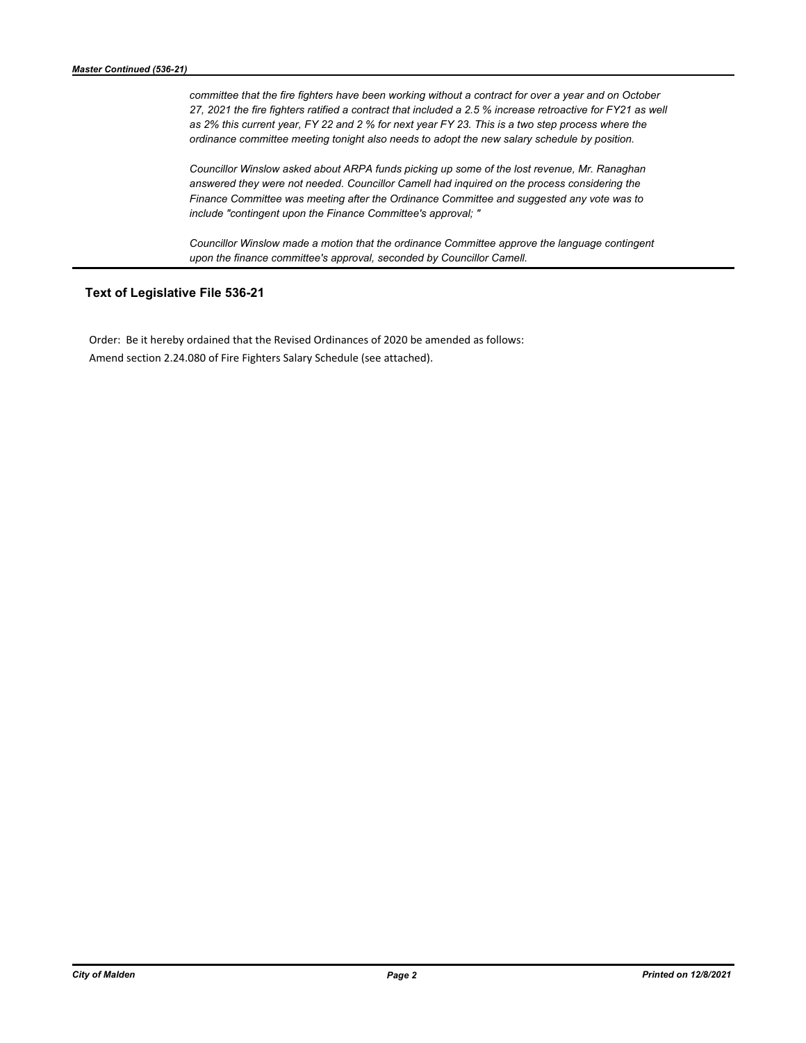*committee that the fire fighters have been working without a contract for over a year and on October 27, 2021 the fire fighters ratified a contract that included a 2.5 % increase retroactive for FY21 as well as 2% this current year, FY 22 and 2 % for next year FY 23. This is a two step process where the ordinance committee meeting tonight also needs to adopt the new salary schedule by position.*

*Councillor Winslow asked about ARPA funds picking up some of the lost revenue, Mr. Ranaghan answered they were not needed. Councillor Camell had inquired on the process considering the Finance Committee was meeting after the Ordinance Committee and suggested any vote was to include "contingent upon the Finance Committee's approval; "*

*Councillor Winslow made a motion that the ordinance Committee approve the language contingent upon the finance committee's approval, seconded by Councillor Camell.*

## Text of Legislative File 536-21

Order: Be it hereby ordained that the Revised Ordinances of 2020 be amended as follows:
Amend section 2.24.080 of Fire Fighters Salary Schedule (see attached).